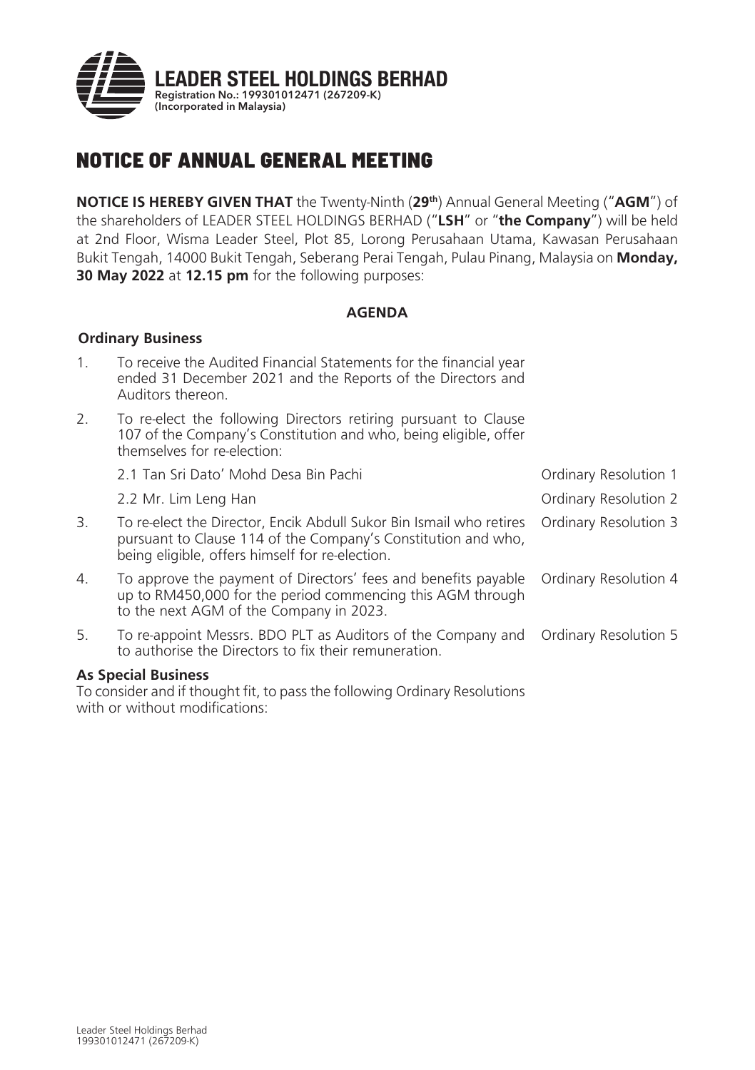# LEADER STEEL HOLDINGS BERHAD

Registration No.: 199301012471 (267209-K)
(Incorporated in Malaysia)

# NOTICE OF ANNUAL GENERAL MEETING

**NOTICE IS HEREBY GIVEN THAT** the Twenty-Ninth (**29th**) Annual General Meeting ("**AGM**") of the shareholders of LEADER STEEL HOLDINGS BERHAD ("**LSH**" or "**the Company**") will be held at 2nd Floor, Wisma Leader Steel, Plot 85, Lorong Perusahaan Utama, Kawasan Perusahaan Bukit Tengah, 14000 Bukit Tengah, Seberang Perai Tengah, Pulau Pinang, Malaysia on **Monday, 30 May 2022** at **12.15 pm** for the following purposes:

## AGENDA

### Ordinary Business

1. To receive the Audited Financial Statements for the financial year ended 31 December 2021 and the Reports of the Directors and Auditors thereon.

2. To re-elect the following Directors retiring pursuant to Clause 107 of the Company's Constitution and who, being eligible, offer themselves for re-election:

   2.1 Tan Sri Dato' Mohd Desa Bin Pachi — Ordinary Resolution 1

   2.2 Mr. Lim Leng Han — Ordinary Resolution 2

3. To re-elect the Director, Encik Abdull Sukor Bin Ismail who retires pursuant to Clause 114 of the Company's Constitution and who, being eligible, offers himself for re-election. — Ordinary Resolution 3

4. To approve the payment of Directors' fees and benefits payable up to RM450,000 for the period commencing this AGM through to the next AGM of the Company in 2023. — Ordinary Resolution 4

5. To re-appoint Messrs. BDO PLT as Auditors of the Company and to authorise the Directors to fix their remuneration. — Ordinary Resolution 5

### As Special Business

To consider and if thought fit, to pass the following Ordinary Resolutions with or without modifications: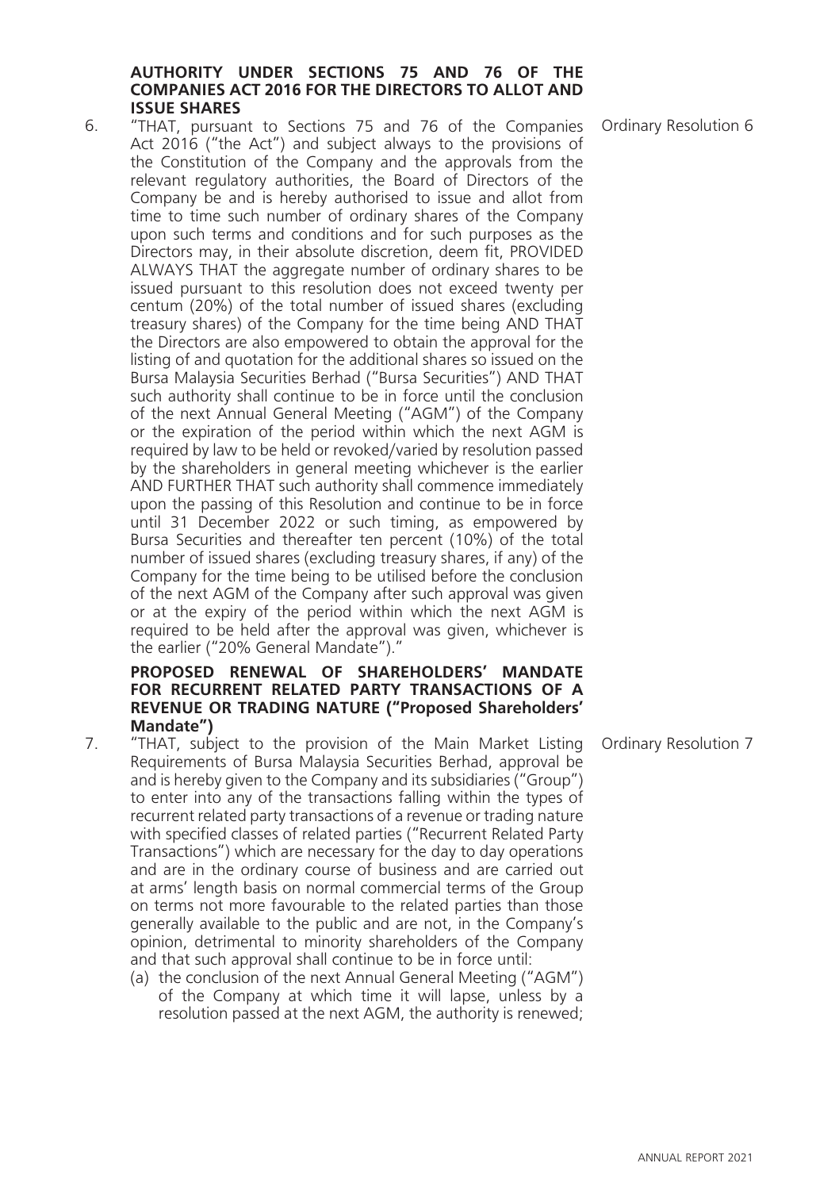**AUTHORITY UNDER SECTIONS 75 AND 76 OF THE COMPANIES ACT 2016 FOR THE DIRECTORS TO ALLOT AND ISSUE SHARES**

6. "THAT, pursuant to Sections 75 and 76 of the Companies Act 2016 ("the Act") and subject always to the provisions of the Constitution of the Company and the approvals from the relevant regulatory authorities, the Board of Directors of the Company be and is hereby authorised to issue and allot from time to time such number of ordinary shares of the Company upon such terms and conditions and for such purposes as the Directors may, in their absolute discretion, deem fit, PROVIDED ALWAYS THAT the aggregate number of ordinary shares to be issued pursuant to this resolution does not exceed twenty per centum (20%) of the total number of issued shares (excluding treasury shares) of the Company for the time being AND THAT the Directors are also empowered to obtain the approval for the listing of and quotation for the additional shares so issued on the Bursa Malaysia Securities Berhad ("Bursa Securities") AND THAT such authority shall continue to be in force until the conclusion of the next Annual General Meeting ("AGM") of the Company or the expiration of the period within which the next AGM is required by law to be held or revoked/varied by resolution passed by the shareholders in general meeting whichever is the earlier AND FURTHER THAT such authority shall commence immediately upon the passing of this Resolution and continue to be in force until 31 December 2022 or such timing, as empowered by Bursa Securities and thereafter ten percent (10%) of the total number of issued shares (excluding treasury shares, if any) of the Company for the time being to be utilised before the conclusion of the next AGM of the Company after such approval was given or at the expiry of the period within which the next AGM is required to be held after the approval was given, whichever is the earlier ("20% General Mandate")." **Ordinary Resolution 6**

**PROPOSED RENEWAL OF SHAREHOLDERS' MANDATE FOR RECURRENT RELATED PARTY TRANSACTIONS OF A REVENUE OR TRADING NATURE ("Proposed Shareholders' Mandate")**

7. "THAT, subject to the provision of the Main Market Listing Requirements of Bursa Malaysia Securities Berhad, approval be and is hereby given to the Company and its subsidiaries ("Group") to enter into any of the transactions falling within the types of recurrent related party transactions of a revenue or trading nature with specified classes of related parties ("Recurrent Related Party Transactions") which are necessary for the day to day operations and are in the ordinary course of business and are carried out at arms' length basis on normal commercial terms of the Group on terms not more favourable to the related parties than those generally available to the public and are not, in the Company's opinion, detrimental to minority shareholders of the Company and that such approval shall continue to be in force until: **Ordinary Resolution 7**

   (a) the conclusion of the next Annual General Meeting ("AGM") of the Company at which time it will lapse, unless by a resolution passed at the next AGM, the authority is renewed;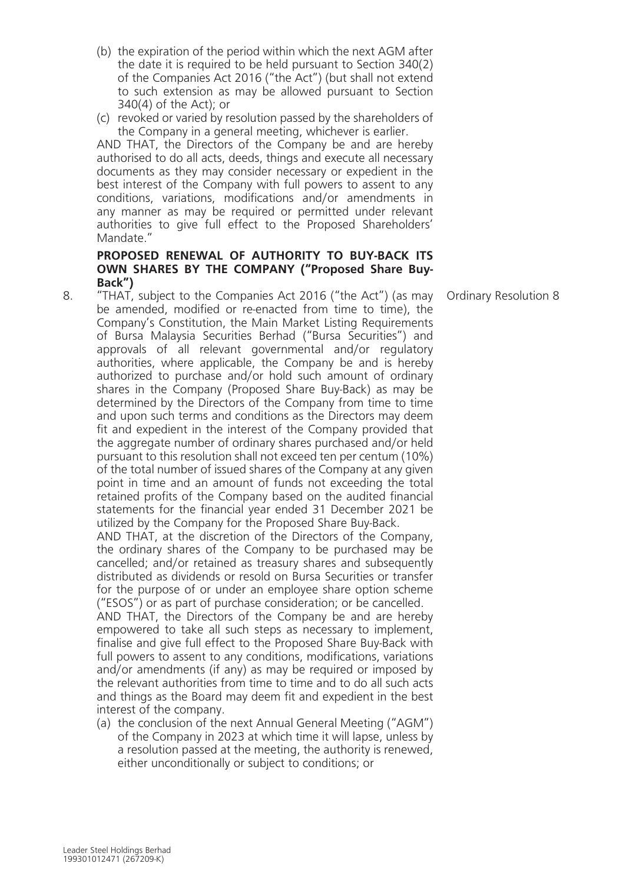(b) the expiration of the period within which the next AGM after the date it is required to be held pursuant to Section 340(2) of the Companies Act 2016 ("the Act") (but shall not extend to such extension as may be allowed pursuant to Section 340(4) of the Act); or

(c) revoked or varied by resolution passed by the shareholders of the Company in a general meeting, whichever is earlier.

AND THAT, the Directors of the Company be and are hereby authorised to do all acts, deeds, things and execute all necessary documents as they may consider necessary or expedient in the best interest of the Company with full powers to assent to any conditions, variations, modifications and/or amendments in any manner as may be required or permitted under relevant authorities to give full effect to the Proposed Shareholders' Mandate."

**PROPOSED RENEWAL OF AUTHORITY TO BUY-BACK ITS OWN SHARES BY THE COMPANY ("Proposed Share Buy-Back")**

8. "THAT, subject to the Companies Act 2016 ("the Act") (as may be amended, modified or re-enacted from time to time), the Company's Constitution, the Main Market Listing Requirements of Bursa Malaysia Securities Berhad ("Bursa Securities") and approvals of all relevant governmental and/or regulatory authorities, where applicable, the Company be and is hereby authorized to purchase and/or hold such amount of ordinary shares in the Company (Proposed Share Buy-Back) as may be determined by the Directors of the Company from time to time and upon such terms and conditions as the Directors may deem fit and expedient in the interest of the Company provided that the aggregate number of ordinary shares purchased and/or held pursuant to this resolution shall not exceed ten per centum (10%) of the total number of issued shares of the Company at any given point in time and an amount of funds not exceeding the total retained profits of the Company based on the audited financial statements for the financial year ended 31 December 2021 be utilized by the Company for the Proposed Share Buy-Back. **Ordinary Resolution 8**

AND THAT, at the discretion of the Directors of the Company, the ordinary shares of the Company to be purchased may be cancelled; and/or retained as treasury shares and subsequently distributed as dividends or resold on Bursa Securities or transfer for the purpose of or under an employee share option scheme ("ESOS") or as part of purchase consideration; or be cancelled.

AND THAT, the Directors of the Company be and are hereby empowered to take all such steps as necessary to implement, finalise and give full effect to the Proposed Share Buy-Back with full powers to assent to any conditions, modifications, variations and/or amendments (if any) as may be required or imposed by the relevant authorities from time to time and to do all such acts and things as the Board may deem fit and expedient in the best interest of the company.

(a) the conclusion of the next Annual General Meeting ("AGM") of the Company in 2023 at which time it will lapse, unless by a resolution passed at the meeting, the authority is renewed, either unconditionally or subject to conditions; or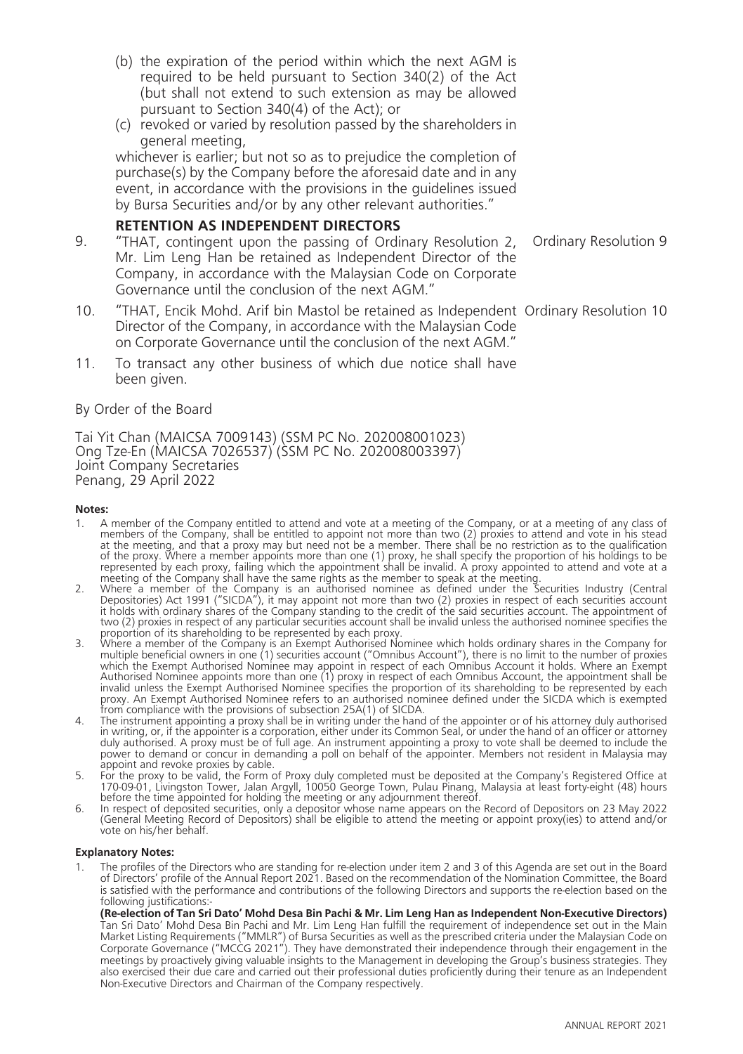(b) the expiration of the period within which the next AGM is required to be held pursuant to Section 340(2) of the Act (but shall not extend to such extension as may be allowed pursuant to Section 340(4) of the Act); or

(c) revoked or varied by resolution passed by the shareholders in general meeting,

whichever is earlier; but not so as to prejudice the completion of purchase(s) by the Company before the aforesaid date and in any event, in accordance with the provisions in the guidelines issued by Bursa Securities and/or by any other relevant authorities."

**RETENTION AS INDEPENDENT DIRECTORS**

9. "THAT, contingent upon the passing of Ordinary Resolution 2, Mr. Lim Leng Han be retained as Independent Director of the Company, in accordance with the Malaysian Code on Corporate Governance until the conclusion of the next AGM." — Ordinary Resolution 9

10. "THAT, Encik Mohd. Arif bin Mastol be retained as Independent Director of the Company, in accordance with the Malaysian Code on Corporate Governance until the conclusion of the next AGM." — Ordinary Resolution 10

11. To transact any other business of which due notice shall have been given.

By Order of the Board

Tai Yit Chan (MAICSA 7009143) (SSM PC No. 202008001023)
Ong Tze-En (MAICSA 7026537) (SSM PC No. 202008003397)
Joint Company Secretaries
Penang, 29 April 2022

**Notes:**

1. A member of the Company entitled to attend and vote at a meeting of the Company, or at a meeting of any class of members of the Company, shall be entitled to appoint not more than two (2) proxies to attend and vote in his stead at the meeting, and that a proxy may but need not be a member. There shall be no restriction as to the qualification of the proxy. Where a member appoints more than one (1) proxy, he shall specify the proportion of his holdings to be represented by each proxy, failing which the appointment shall be invalid. A proxy appointed to attend and vote at a meeting of the Company shall have the same rights as the member to speak at the meeting.
2. Where a member of the Company is an authorised nominee as defined under the Securities Industry (Central Depositories) Act 1991 ("SICDA"), it may appoint not more than two (2) proxies in respect of each securities account it holds with ordinary shares of the Company standing to the credit of the said securities account. The appointment of two (2) proxies in respect of any particular securities account shall be invalid unless the authorised nominee specifies the proportion of its shareholding to be represented by each proxy.
3. Where a member of the Company is an Exempt Authorised Nominee which holds ordinary shares in the Company for multiple beneficial owners in one (1) securities account ("Omnibus Account"), there is no limit to the number of proxies which the Exempt Authorised Nominee may appoint in respect of each Omnibus Account it holds. Where an Exempt Authorised Nominee appoints more than one (1) proxy in respect of each Omnibus Account, the appointment shall be invalid unless the Exempt Authorised Nominee specifies the proportion of its shareholding to be represented by each proxy. An Exempt Authorised Nominee refers to an authorised nominee defined under the SICDA which is exempted from compliance with the provisions of subsection 25A(1) of SICDA.
4. The instrument appointing a proxy shall be in writing under the hand of the appointer or of his attorney duly authorised in writing, or, if the appointer is a corporation, either under its Common Seal, or under the hand of an officer or attorney duly authorised. A proxy must be of full age. An instrument appointing a proxy to vote shall be deemed to include the power to demand or concur in demanding a poll on behalf of the appointer. Members not resident in Malaysia may appoint and revoke proxies by cable.
5. For the proxy to be valid, the Form of Proxy duly completed must be deposited at the Company's Registered Office at 170-09-01, Livingston Tower, Jalan Argyll, 10050 George Town, Pulau Pinang, Malaysia at least forty-eight (48) hours before the time appointed for holding the meeting or any adjournment thereof.
6. In respect of deposited securities, only a depositor whose name appears on the Record of Depositors on 23 May 2022 (General Meeting Record of Depositors) shall be eligible to attend the meeting or appoint proxy(ies) to attend and/or vote on his/her behalf.

**Explanatory Notes:**

1. The profiles of the Directors who are standing for re-election under item 2 and 3 of this Agenda are set out in the Board of Directors' profile of the Annual Report 2021. Based on the recommendation of the Nomination Committee, the Board is satisfied with the performance and contributions of the following Directors and supports the re-election based on the following justifications:-

   **(Re-election of Tan Sri Dato' Mohd Desa Bin Pachi & Mr. Lim Leng Han as Independent Non-Executive Directors)**
   Tan Sri Dato' Mohd Desa Bin Pachi and Mr. Lim Leng Han fulfill the requirement of independence set out in the Main Market Listing Requirements ("MMLR") of Bursa Securities as well as the prescribed criteria under the Malaysian Code on Corporate Governance ("MCCG 2021"). They have demonstrated their independence through their engagement in the meetings by proactively giving valuable insights to the Management in developing the Group's business strategies. They also exercised their due care and carried out their professional duties proficiently during their tenure as an Independent Non-Executive Directors and Chairman of the Company respectively.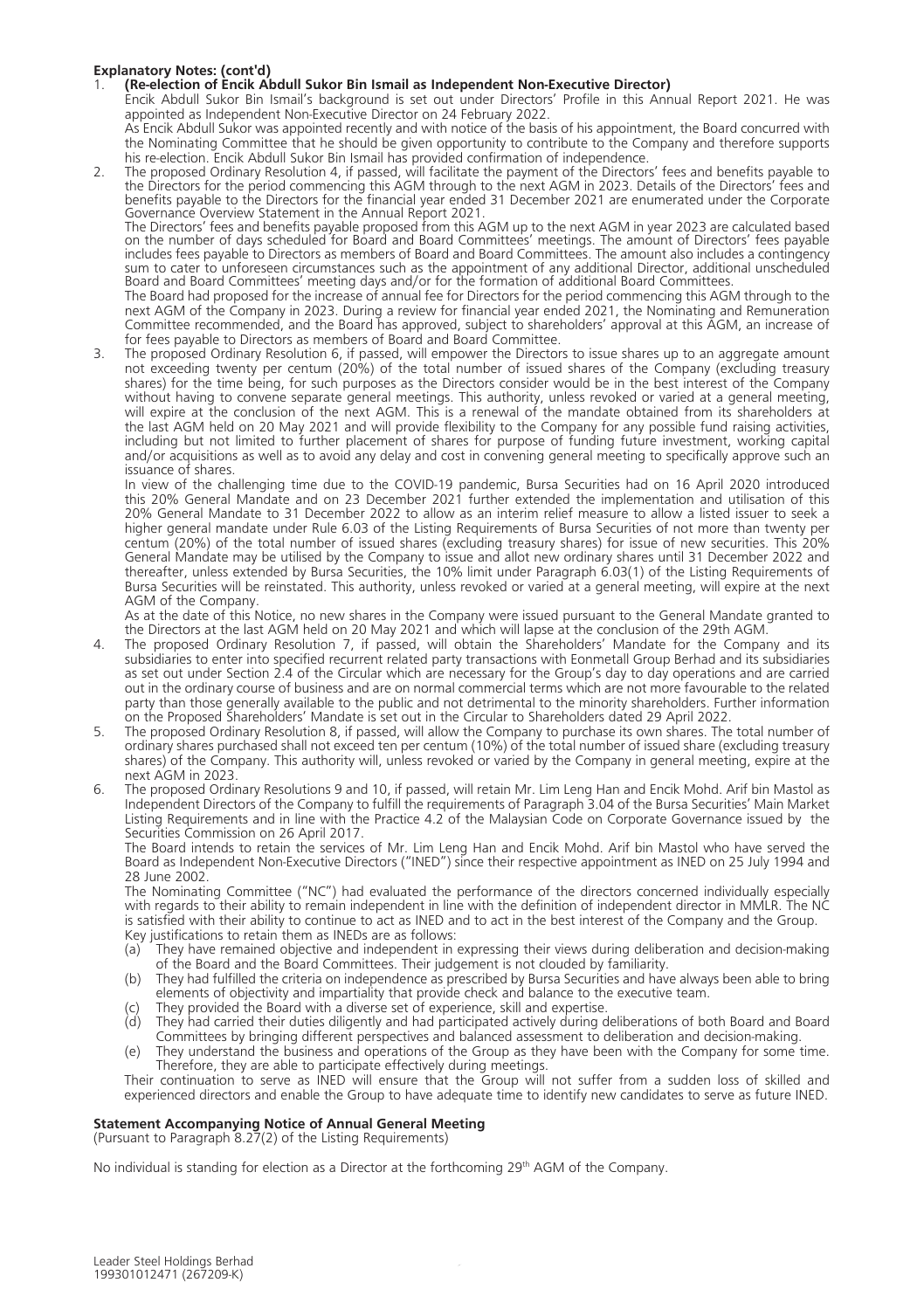**Explanatory Notes: (cont'd)**

1. **(Re-election of Encik Abdull Sukor Bin Ismail as Independent Non-Executive Director)**

   Encik Abdull Sukor Bin Ismail's background is set out under Directors' Profile in this Annual Report 2021. He was appointed as Independent Non-Executive Director on 24 February 2022.

   As Encik Abdull Sukor was appointed recently and with notice of the basis of his appointment, the Board concurred with the Nominating Committee that he should be given opportunity to contribute to the Company and therefore supports his re-election. Encik Abdull Sukor Bin Ismail has provided confirmation of independence.

2. The proposed Ordinary Resolution 4, if passed, will facilitate the payment of the Directors' fees and benefits payable to the Directors for the period commencing this AGM through to the next AGM in 2023. Details of the Directors' fees and benefits payable to the Directors for the financial year ended 31 December 2021 are enumerated under the Corporate Governance Overview Statement in the Annual Report 2021.

   The Directors' fees and benefits payable proposed from this AGM up to the next AGM in year 2023 are calculated based on the number of days scheduled for Board and Board Committees' meetings. The amount of Directors' fees payable includes fees payable to Directors as members of Board and Board Committees. The amount also includes a contingency sum to cater to unforeseen circumstances such as the appointment of any additional Director, additional unscheduled Board and Board Committees' meeting days and/or for the formation of additional Board Committees.

   The Board had proposed for the increase of annual fee for Directors for the period commencing this AGM through to the next AGM of the Company in 2023. During a review for financial year ended 2021, the Nominating and Remuneration Committee recommended, and the Board has approved, subject to shareholders' approval at this AGM, an increase of for fees payable to Directors as members of Board and Board Committee.

3. The proposed Ordinary Resolution 6, if passed, will empower the Directors to issue shares up to an aggregate amount not exceeding twenty per centum (20%) of the total number of issued shares of the Company (excluding treasury shares) for the time being, for such purposes as the Directors consider would be in the best interest of the Company without having to convene separate general meetings. This authority, unless revoked or varied at a general meeting, will expire at the conclusion of the next AGM. This is a renewal of the mandate obtained from its shareholders at the last AGM held on 20 May 2021 and will provide flexibility to the Company for any possible fund raising activities, including but not limited to further placement of shares for purpose of funding future investment, working capital and/or acquisitions as well as to avoid any delay and cost in convening general meeting to specifically approve such an issuance of shares.

   In view of the challenging time due to the COVID-19 pandemic, Bursa Securities had on 16 April 2020 introduced this 20% General Mandate and on 23 December 2021 further extended the implementation and utilisation of this 20% General Mandate to 31 December 2022 to allow as an interim relief measure to allow a listed issuer to seek a higher general mandate under Rule 6.03 of the Listing Requirements of Bursa Securities of not more than twenty per centum (20%) of the total number of issued shares (excluding treasury shares) for issue of new securities. This 20% General Mandate may be utilised by the Company to issue and allot new ordinary shares until 31 December 2022 and thereafter, unless extended by Bursa Securities, the 10% limit under Paragraph 6.03(1) of the Listing Requirements of Bursa Securities will be reinstated. This authority, unless revoked or varied at a general meeting, will expire at the next AGM of the Company.

   As at the date of this Notice, no new shares in the Company were issued pursuant to the General Mandate granted to the Directors at the last AGM held on 20 May 2021 and which will lapse at the conclusion of the 29th AGM.

4. The proposed Ordinary Resolution 7, if passed, will obtain the Shareholders' Mandate for the Company and its subsidiaries to enter into specified recurrent related party transactions with Eonmetall Group Berhad and its subsidiaries as set out under Section 2.4 of the Circular which are necessary for the Group's day to day operations and are carried out in the ordinary course of business and are on normal commercial terms which are not more favourable to the related party than those generally available to the public and not detrimental to the minority shareholders. Further information on the Proposed Shareholders' Mandate is set out in the Circular to Shareholders dated 29 April 2022.

5. The proposed Ordinary Resolution 8, if passed, will allow the Company to purchase its own shares. The total number of ordinary shares purchased shall not exceed ten per centum (10%) of the total number of issued share (excluding treasury shares) of the Company. This authority will, unless revoked or varied by the Company in general meeting, expire at the next AGM in 2023.

6. The proposed Ordinary Resolutions 9 and 10, if passed, will retain Mr. Lim Leng Han and Encik Mohd. Arif bin Mastol as Independent Directors of the Company to fulfill the requirements of Paragraph 3.04 of the Bursa Securities' Main Market Listing Requirements and in line with the Practice 4.2 of the Malaysian Code on Corporate Governance issued by the Securities Commission on 26 April 2017.

   The Board intends to retain the services of Mr. Lim Leng Han and Encik Mohd. Arif bin Mastol who have served the Board as Independent Non-Executive Directors ("INED") since their respective appointment as INED on 25 July 1994 and 28 June 2002.

   The Nominating Committee ("NC") had evaluated the performance of the directors concerned individually especially with regards to their ability to remain independent in line with the definition of independent director in MMLR. The NC is satisfied with their ability to continue to act as INED and to act in the best interest of the Company and the Group.

   Key justifications to retain them as INEDs are as follows:

   (a) They have remained objective and independent in expressing their views during deliberation and decision-making of the Board and the Board Committees. Their judgement is not clouded by familiarity.
   (b) They had fulfilled the criteria on independence as prescribed by Bursa Securities and have always been able to bring elements of objectivity and impartiality that provide check and balance to the executive team.
   (c) They provided the Board with a diverse set of experience, skill and expertise.
   (d) They had carried their duties diligently and had participated actively during deliberations of both Board and Board Committees by bringing different perspectives and balanced assessment to deliberation and decision-making.
   (e) They understand the business and operations of the Group as they have been with the Company for some time. Therefore, they are able to participate effectively during meetings.

   Their continuation to serve as INED will ensure that the Group will not suffer from a sudden loss of skilled and experienced directors and enable the Group to have adequate time to identify new candidates to serve as future INED.

**Statement Accompanying Notice of Annual General Meeting**
(Pursuant to Paragraph 8.27(2) of the Listing Requirements)

No individual is standing for election as a Director at the forthcoming 29th AGM of the Company.

Leader Steel Holdings Berhad
199301012471 (267209-K)